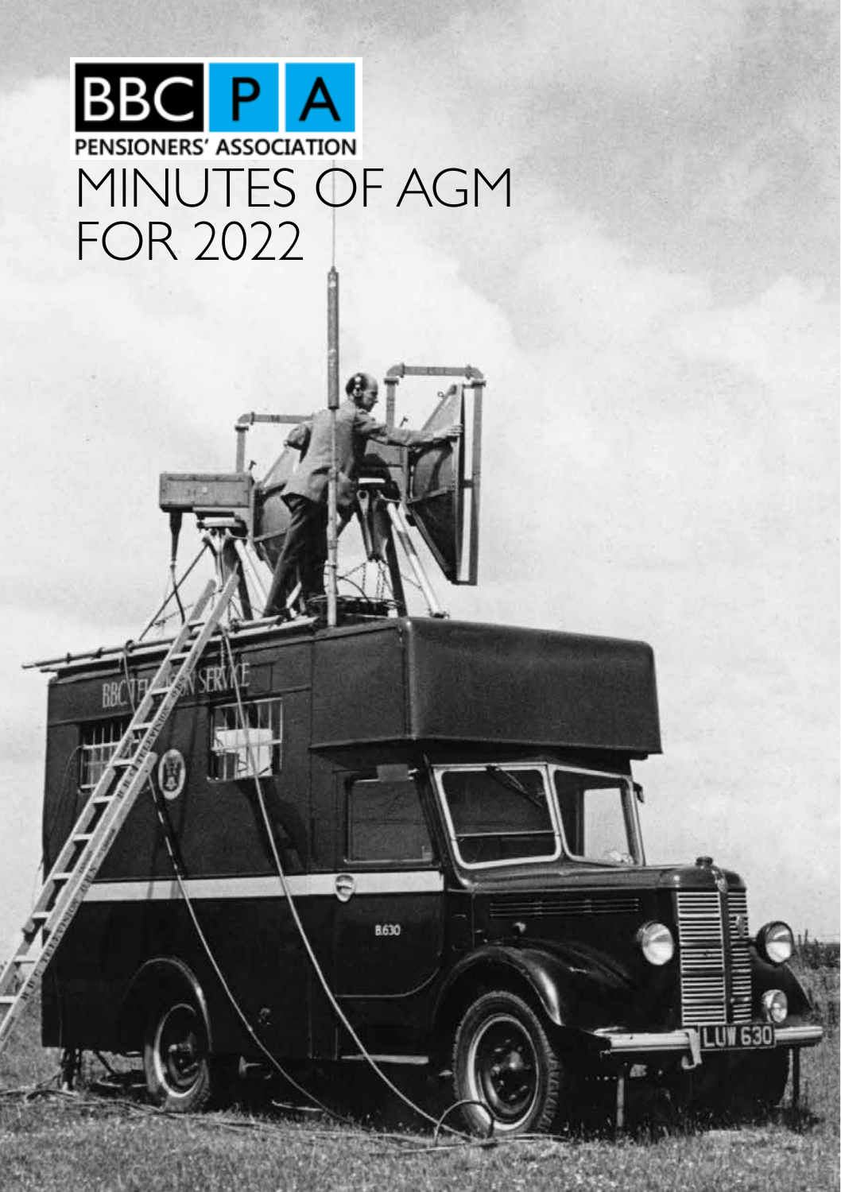BBC P A

PENSIONERS' ASSOCIATION

# MINUTES OF AGM FOR 2022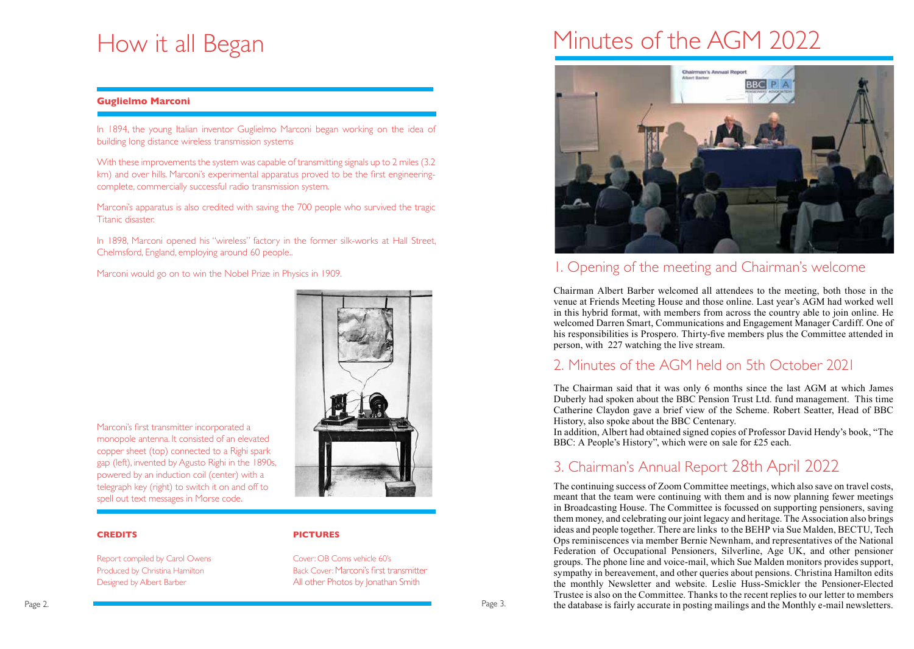# How it all Began

### Guglielmo Marconi

In 1894, the young Italian inventor Guglielmo Marconi began working on the idea of building long distance wireless transmission systems

With these improvements the system was capable of transmitting signals up to 2 miles (3.2 km) and over hills. Marconi's experimental apparatus proved to be the first engineering-complete, commercially successful radio transmission system.

Marconi's apparatus is also credited with saving the 700 people who survived the tragic Titanic disaster.

In 1898, Marconi opened his "wireless" factory in the former silk-works at Hall Street, Chelmsford, England, employing around 60 people..

Marconi would go on to win the Nobel Prize in Physics in 1909.

Marconi's first transmitter incorporated a monopole antenna. It consisted of an elevated copper sheet (top) connected to a Righi spark gap (left), invented by Agusto Righi in the 1890s, powered by an induction coil (center) with a telegraph key (right) to switch it on and off to spell out text messages in Morse code.

**CREDITS**

Report compiled by Carol Owens
Produced by Christina Hamilton
Designed by Albert Barber

**PICTURES**

Cover: OB Coms vehicle 60's
Back Cover: Marconi's first transmitter
All other Photos by Jonathan Smith

# Minutes of the AGM 2022

## 1. Opening of the meeting and Chairman's welcome

Chairman Albert Barber welcomed all attendees to the meeting, both those in the venue at Friends Meeting House and those online. Last year's AGM had worked well in this hybrid format, with members from across the country able to join online. He welcomed Darren Smart, Communications and Engagement Manager Cardiff. One of his responsibilities is Prospero. Thirty-five members plus the Committee attended in person, with 227 watching the live stream.

## 2. Minutes of the AGM held on 5th October 2021

The Chairman said that it was only 6 months since the last AGM at which James Duberly had spoken about the BBC Pension Trust Ltd. fund management. This time Catherine Claydon gave a brief view of the Scheme. Robert Seatter, Head of BBC History, also spoke about the BBC Centenary.
In addition, Albert had obtained signed copies of Professor David Hendy's book, "The BBC: A People's History", which were on sale for £25 each.

## 3. Chairman's Annual Report 28th April 2022

The continuing success of Zoom Committee meetings, which also save on travel costs, meant that the team were continuing with them and is now planning fewer meetings in Broadcasting House. The Committee is focussed on supporting pensioners, saving them money, and celebrating our joint legacy and heritage. The Association also brings ideas and people together. There are links to the BEHP via Sue Malden, BECTU, Tech Ops reminiscences via member Bernie Newnham, and representatives of the National Federation of Occupational Pensioners, Silverline, Age UK, and other pensioner groups. The phone line and voice-mail, which Sue Malden monitors provides support, sympathy in bereavement, and other queries about pensions. Christina Hamilton edits the monthly Newsletter and website. Leslie Huss-Smickler the Pensioner-Elected Trustee is also on the Committee. Thanks to the recent replies to our letter to members the database is fairly accurate in posting mailings and the Monthly e-mail newsletters.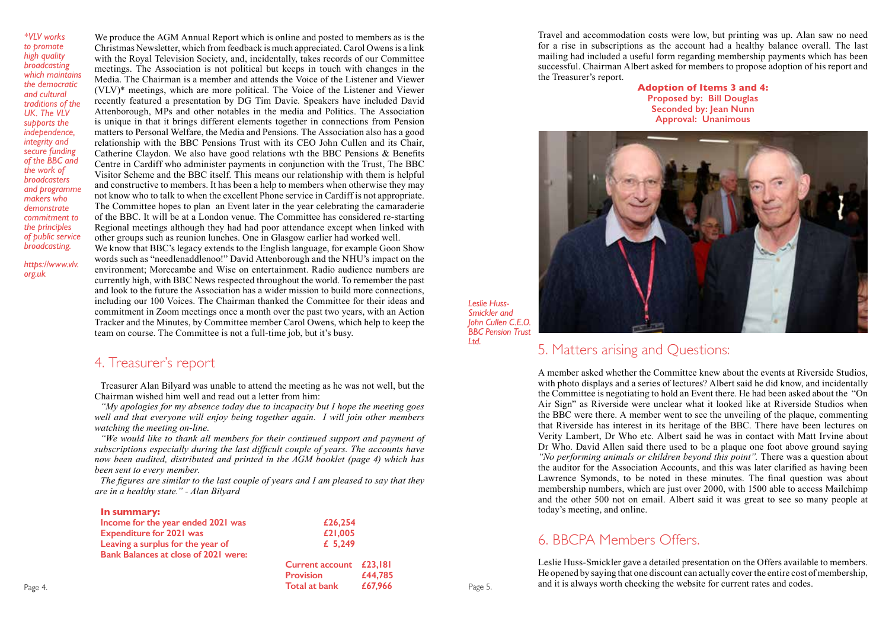*\*VLV works to promote high quality broadcasting which maintains the democratic and cultural traditions of the UK. The VLV supports the independence, integrity and secure funding of the BBC and the work of broadcasters and programme makers who demonstrate commitment to the principles of public service broadcasting.*

*https://www.vlv.org.uk*

We produce the AGM Annual Report which is online and posted to members as is the Christmas Newsletter, which from feedback is much appreciated. Carol Owens is a link with the Royal Television Society, and, incidentally, takes records of our Committee meetings. The Association is not political but keeps in touch with changes in the Media. The Chairman is a member and attends the Voice of the Listener and Viewer (VLV)* meetings, which are more political. The Voice of the Listener and Viewer recently featured a presentation by DG Tim Davie. Speakers have included David Attenborough, MPs and other notables in the media and Politics. The Association is unique in that it brings different elements together in connections from Pension matters to Personal Welfare, the Media and Pensions. The Association also has a good relationship with the BBC Pensions Trust with its CEO John Cullen and its Chair, Catherine Claydon. We also have good relations wth the BBC Pensions & Benefits Centre in Cardiff who administer payments in conjunction with the Trust, The BBC Visitor Scheme and the BBC itself. This means our relationship with them is helpful and constructive to members. It has been a help to members when otherwise they may not know who to talk to when the excellent Phone service in Cardiff is not appropriate. The Committee hopes to plan an Event later in the year celebrating the camaraderie of the BBC. It will be at a London venue. The Committee has considered re-starting Regional meetings although they had had poor attendance except when linked with other groups such as reunion lunches. One in Glasgow earlier had worked well.

We know that BBC's legacy extends to the English language, for example Goon Show words such as "needlenaddlenoo!" David Attenborough and the NHU's impact on the environment; Morecambe and Wise on entertainment. Radio audience numbers are currently high, with BBC News respected throughout the world. To remember the past and look to the future the Association has a wider mission to build more connections, including our 100 Voices. The Chairman thanked the Committee for their ideas and commitment in Zoom meetings once a month over the past two years, with an Action Tracker and the Minutes, by Committee member Carol Owens, which help to keep the team on course. The Committee is not a full-time job, but it's busy.

## 4. Treasurer's report

Treasurer Alan Bilyard was unable to attend the meeting as he was not well, but the Chairman wished him well and read out a letter from him:

*"My apologies for my absence today due to incapacity but I hope the meeting goes well and that everyone will enjoy being together again. I will join other members watching the meeting on-line.*

*"We would like to thank all members for their continued support and payment of subscriptions especially during the last difficult couple of years. The accounts have now been audited, distributed and printed in the AGM booklet (page 4) which has been sent to every member.*

*The figures are similar to the last couple of years and I am pleased to say that they are in a healthy state." - Alan Bilyard*

**In summary:**

| | | |
|---|---|---|
| **Income for the year ended 2021 was** | | **£26,254** |
| **Expenditure for 2021 was** | | **£21,005** |
| **Leaving a surplus for the year of** | | **£ 5,249** |
| **Bank Balances at close of 2021 were:** | | |
| | **Current account** | **£23,181** |
| | **Provision** | **£44,785** |
| | **Total at bank** | **£67,966** |

Travel and accommodation costs were low, but printing was up. Alan saw no need for a rise in subscriptions as the account had a healthy balance overall. The last mailing had included a useful form regarding membership payments which has been successful. Chairman Albert asked for members to propose adoption of his report and the Treasurer's report.

**Adoption of Items 3 and 4:**
**Proposed by: Bill Douglas**
**Seconded by: Jean Nunn**
**Approval: Unanimous**

*Leslie Huss-Smickler and John Cullen C.E.O. BBC Pension Trust Ltd.*

## 5. Matters arising and Questions:

A member asked whether the Committee knew about the events at Riverside Studios, with photo displays and a series of lectures? Albert said he did know, and incidentally the Committee is negotiating to hold an Event there. He had been asked about the "On Air Sign" as Riverside were unclear what it looked like at Riverside Studios when the BBC were there. A member went to see the unveiling of the plaque, commenting that Riverside has interest in its heritage of the BBC. There have been lectures on Verity Lambert, Dr Who etc. Albert said he was in contact with Matt Irvine about Dr Who. David Allen said there used to be a plaque one foot above ground saying *"No performing animals or children beyond this point".* There was a question about the auditor for the Association Accounts, and this was later clarified as having been Lawrence Symonds, to be noted in these minutes. The final question was about membership numbers, which are just over 2000, with 1500 able to access Mailchimp and the other 500 not on email. Albert said it was great to see so many people at today's meeting, and online.

## 6. BBCPA Members Offers.

Leslie Huss-Smickler gave a detailed presentation on the Offers available to members. He opened by saying that one discount can actually cover the entire cost of membership, and it is always worth checking the website for current rates and codes.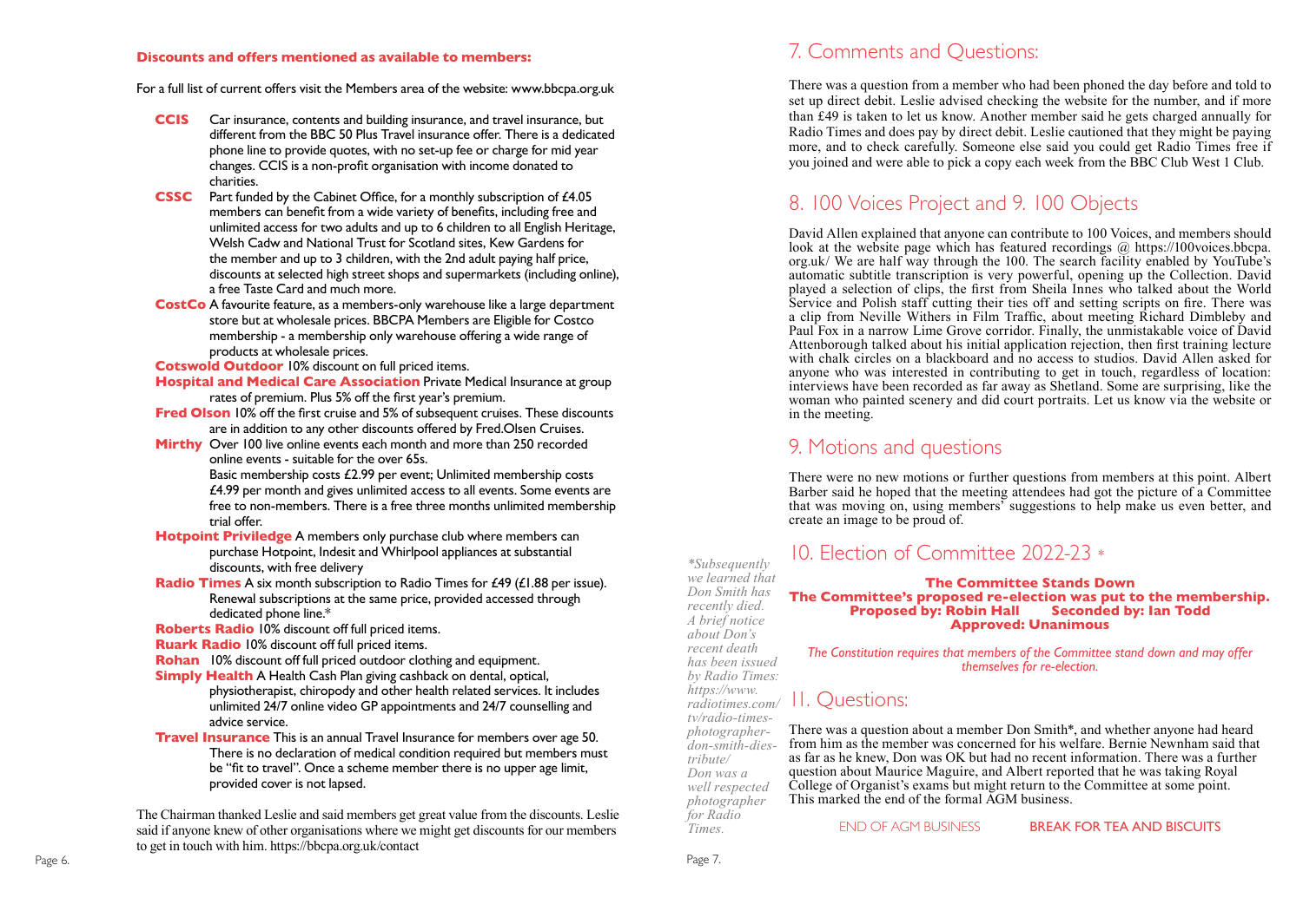**Discounts and offers mentioned as available to members:**

For a full list of current offers visit the Members area of the website: www.bbcpa.org.uk

- **CCIS** Car insurance, contents and building insurance, and travel insurance, but different from the BBC 50 Plus Travel insurance offer. There is a dedicated phone line to provide quotes, with no set-up fee or charge for mid year changes. CCIS is a non-profit organisation with income donated to charities.
- **CSSC** Part funded by the Cabinet Office, for a monthly subscription of £4.05 members can benefit from a wide variety of benefits, including free and unlimited access for two adults and up to 6 children to all English Heritage, Welsh Cadw and National Trust for Scotland sites, Kew Gardens for the member and up to 3 children, with the 2nd adult paying half price, discounts at selected high street shops and supermarkets (including online), a free Taste Card and much more.
- **CostCo** A favourite feature, as a members-only warehouse like a large department store but at wholesale prices. BBCPA Members are Eligible for Costco membership - a membership only warehouse offering a wide range of products at wholesale prices.
- **Cotswold Outdoor** 10% discount on full priced items.
- **Hospital and Medical Care Association** Private Medical Insurance at group rates of premium. Plus 5% off the first year's premium.
- **Fred Olson** 10% off the first cruise and 5% of subsequent cruises. These discounts are in addition to any other discounts offered by Fred.Olsen Cruises.
- **Mirthy** Over 100 live online events each month and more than 250 recorded online events - suitable for the over 65s.
  Basic membership costs £2.99 per event; Unlimited membership costs £4.99 per month and gives unlimited access to all events. Some events are free to non-members. There is a free three months unlimited membership trial offer.
- **Hotpoint Priviledge** A members only purchase club where members can purchase Hotpoint, Indesit and Whirlpool appliances at substantial discounts, with free delivery
- **Radio Times** A six month subscription to Radio Times for £49 (£1.88 per issue). Renewal subscriptions at the same price, provided accessed through dedicated phone line.*
- **Roberts Radio** 10% discount off full priced items.
- **Ruark Radio** 10% discount off full priced items.
- **Rohan** 10% discount off full priced outdoor clothing and equipment.
- **Simply Health** A Health Cash Plan giving cashback on dental, optical, physiotherapist, chiropody and other health related services. It includes unlimited 24/7 online video GP appointments and 24/7 counselling and advice service.
- **Travel Insurance** This is an annual Travel Insurance for members over age 50. There is no declaration of medical condition required but members must be "fit to travel". Once a scheme member there is no upper age limit, provided cover is not lapsed.

The Chairman thanked Leslie and said members get great value from the discounts. Leslie said if anyone knew of other organisations where we might get discounts for our members to get in touch with him. https://bbcpa.org.uk/contact

## 7. Comments and Questions:

There was a question from a member who had been phoned the day before and told to set up direct debit. Leslie advised checking the website for the number, and if more than £49 is taken to let us know. Another member said he gets charged annually for Radio Times and does pay by direct debit. Leslie cautioned that they might be paying more, and to check carefully. Someone else said you could get Radio Times free if you joined and were able to pick a copy each week from the BBC Club West 1 Club.

## 8. 100 Voices Project and 9. 100 Objects

David Allen explained that anyone can contribute to 100 Voices, and members should look at the website page which has featured recordings @ https://100voices.bbcpa.org.uk/ We are half way through the 100. The search facility enabled by YouTube's automatic subtitle transcription is very powerful, opening up the Collection. David played a selection of clips, the first from Sheila Innes who talked about the World Service and Polish staff cutting their ties off and setting scripts on fire. There was a clip from Neville Withers in Film Traffic, about meeting Richard Dimbleby and Paul Fox in a narrow Lime Grove corridor. Finally, the unmistakable voice of David Attenborough talked about his initial application rejection, then first training lecture with chalk circles on a blackboard and no access to studios. David Allen asked for anyone who was interested in contributing to get in touch, regardless of location: interviews have been recorded as far away as Shetland. Some are surprising, like the woman who painted scenery and did court portraits. Let us know via the website or in the meeting.

## 9. Motions and questions

There were no new motions or further questions from members at this point. Albert Barber said he hoped that the meeting attendees had got the picture of a Committee that was moving on, using members' suggestions to help make us even better, and create an image to be proud of.

## 10. Election of Committee 2022-23 *

**The Committee Stands Down**
**The Committee's proposed re-election was put to the membership.**
**Proposed by: Robin Hall Seconded by: Ian Todd**
**Approved: Unanimous**

*The Constitution requires that members of the Committee stand down and may offer themselves for re-election.*

## 11. Questions:

There was a question about a member Don Smith*, and whether anyone had heard from him as the member was concerned for his welfare. Bernie Newnham said that as far as he knew, Don was OK but had no recent information. There was a further question about Maurice Maguire, and Albert reported that he was taking Royal College of Organist's exams but might return to the Committee at some point. This marked the end of the formal AGM business.

*\*Subsequently we learned that Don Smith has recently died. A brief notice about Don's recent death has been issued by Radio Times: https://www.radiotimes.com/tv/radio-times-photographer-don-smith-dies-tribute/ Don was a well respected photographer for Radio Times.*

END OF AGM BUSINESS BREAK FOR TEA AND BISCUITS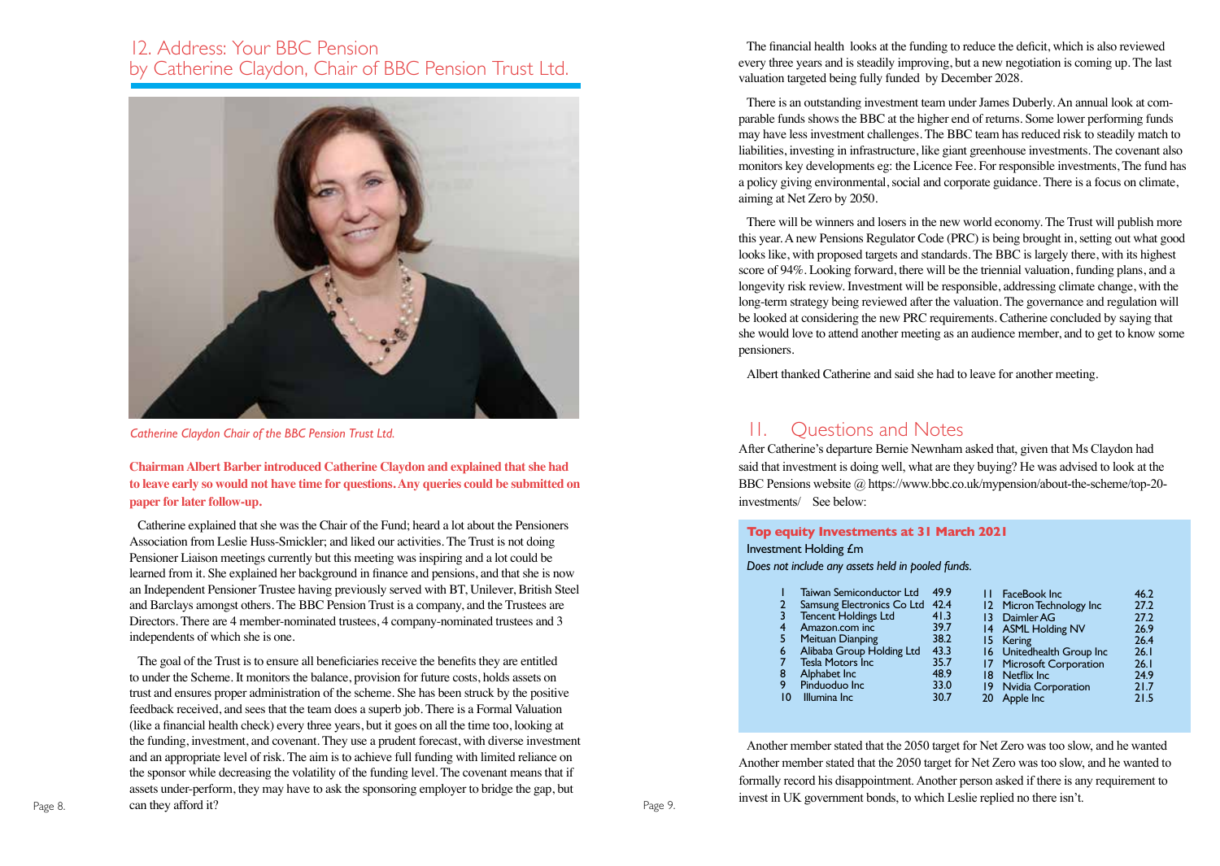## 12. Address: Your BBC Pension by Catherine Claydon, Chair of BBC Pension Trust Ltd.

*Catherine Claydon Chair of the BBC Pension Trust Ltd.*

**Chairman Albert Barber introduced Catherine Claydon and explained that she had to leave early so would not have time for questions. Any queries could be submitted on paper for later follow-up.**

Catherine explained that she was the Chair of the Fund; heard a lot about the Pensioners Association from Leslie Huss-Smickler; and liked our activities. The Trust is not doing Pensioner Liaison meetings currently but this meeting was inspiring and a lot could be learned from it. She explained her background in finance and pensions, and that she is now an Independent Pensioner Trustee having previously served with BT, Unilever, British Steel and Barclays amongst others. The BBC Pension Trust is a company, and the Trustees are Directors. There are 4 member-nominated trustees, 4 company-nominated trustees and 3 independents of which she is one.

The goal of the Trust is to ensure all beneficiaries receive the benefits they are entitled to under the Scheme. It monitors the balance, provision for future costs, holds assets on trust and ensures proper administration of the scheme. She has been struck by the positive feedback received, and sees that the team does a superb job. There is a Formal Valuation (like a financial health check) every three years, but it goes on all the time too, looking at the funding, investment, and covenant. They use a prudent forecast, with diverse investment and an appropriate level of risk. The aim is to achieve full funding with limited reliance on the sponsor while decreasing the volatility of the funding level. The covenant means that if assets under-perform, they may have to ask the sponsoring employer to bridge the gap, but can they afford it?

The financial health looks at the funding to reduce the deficit, which is also reviewed every three years and is steadily improving, but a new negotiation is coming up. The last valuation targeted being fully funded by December 2028.

There is an outstanding investment team under James Duberly. An annual look at comparable funds shows the BBC at the higher end of returns. Some lower performing funds may have less investment challenges. The BBC team has reduced risk to steadily match to liabilities, investing in infrastructure, like giant greenhouse investments. The covenant also monitors key developments eg: the Licence Fee. For responsible investments, The fund has a policy giving environmental, social and corporate guidance. There is a focus on climate, aiming at Net Zero by 2050.

There will be winners and losers in the new world economy. The Trust will publish more this year. A new Pensions Regulator Code (PRC) is being brought in, setting out what good looks like, with proposed targets and standards. The BBC is largely there, with its highest score of 94%. Looking forward, there will be the triennial valuation, funding plans, and a longevity risk review. Investment will be responsible, addressing climate change, with the long-term strategy being reviewed after the valuation. The governance and regulation will be looked at considering the new PRC requirements. Catherine concluded by saying that she would love to attend another meeting as an audience member, and to get to know some pensioners.

Albert thanked Catherine and said she had to leave for another meeting.

## 11. Questions and Notes

After Catherine's departure Bernie Newnham asked that, given that Ms Claydon had said that investment is doing well, what are they buying? He was advised to look at the BBC Pensions website @ https://www.bbc.co.uk/mypension/about-the-scheme/top-20-investments/ See below:

**Top equity Investments at 31 March 2021**

Investment Holding £m

*Does not include any assets held in pooled funds.*

| | Investment | £m |
|---|---|---|
| 1 | Taiwan Semiconductor Ltd | 49.9 |
| 2 | Samsung Electronics Co Ltd | 42.4 |
| 3 | Tencent Holdings Ltd | 41.3 |
| 4 | Amazon.com inc | 39.7 |
| 5 | Meituan Dianping | 38.2 |
| 6 | Alibaba Group Holding Ltd | 43.3 |
| 7 | Tesla Motors Inc | 35.7 |
| 8 | Alphabet Inc | 48.9 |
| 9 | Pinduoduo Inc | 33.0 |
| 10 | Illumina Inc | 30.7 |
| 11 | FaceBook Inc | 46.2 |
| 12 | Micron Technology Inc | 27.2 |
| 13 | Daimler AG | 27.2 |
| 14 | ASML Holding NV | 26.9 |
| 15 | Kering | 26.4 |
| 16 | Unitedhealth Group Inc | 26.1 |
| 17 | Microsoft Corporation | 26.1 |
| 18 | Netflix Inc | 24.9 |
| 19 | Nvidia Corporation | 21.7 |
| 20 | Apple Inc | 21.5 |

Another member stated that the 2050 target for Net Zero was too slow, and he wanted Another member stated that the 2050 target for Net Zero was too slow, and he wanted to formally record his disappointment. Another person asked if there is any requirement to invest in UK government bonds, to which Leslie replied no there isn't.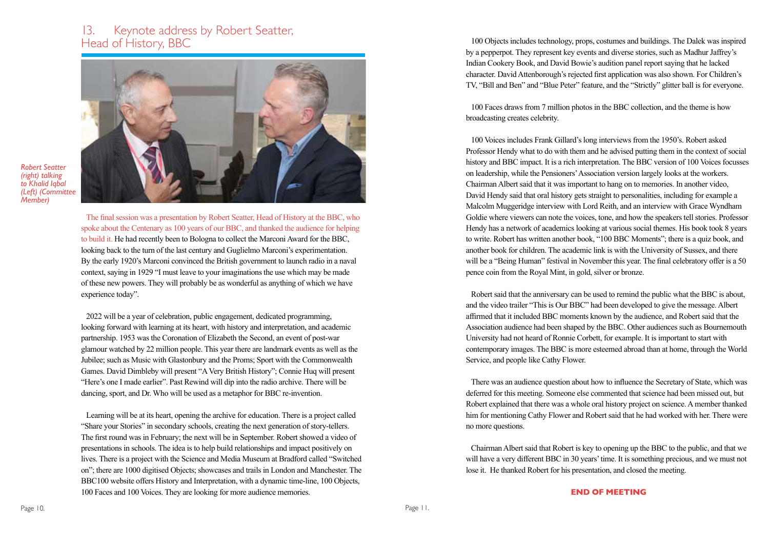## 13. Keynote address by Robert Seatter, Head of History, BBC

*Robert Seatter (right) talking to Khalid Iqbal (Left) (Committee Member)*

The final session was a presentation by Robert Seatter, Head of History at the BBC, who spoke about the Centenary as 100 years of our BBC, and thanked the audience for helping to build it. He had recently been to Bologna to collect the Marconi Award for the BBC, looking back to the turn of the last century and Guglielmo Marconi's experimentation. By the early 1920's Marconi convinced the British government to launch radio in a naval context, saying in 1929 "I must leave to your imaginations the use which may be made of these new powers. They will probably be as wonderful as anything of which we have experience today".

2022 will be a year of celebration, public engagement, dedicated programming, looking forward with learning at its heart, with history and interpretation, and academic partnership. 1953 was the Coronation of Elizabeth the Second, an event of post-war glamour watched by 22 million people. This year there are landmark events as well as the Jubilee; such as Music with Glastonbury and the Proms; Sport with the Commonwealth Games. David Dimbleby will present "A Very British History"; Connie Huq will present "Here's one I made earlier". Past Rewind will dip into the radio archive. There will be dancing, sport, and Dr. Who will be used as a metaphor for BBC re-invention.

Learning will be at its heart, opening the archive for education. There is a project called "Share your Stories" in secondary schools, creating the next generation of story-tellers. The first round was in February; the next will be in September. Robert showed a video of presentations in schools. The idea is to help build relationships and impact positively on lives. There is a project with the Science and Media Museum at Bradford called "Switched on"; there are 1000 digitised Objects; showcases and trails in London and Manchester. The BBC100 website offers History and Interpretation, with a dynamic time-line, 100 Objects, 100 Faces and 100 Voices. They are looking for more audience memories.

100 Objects includes technology, props, costumes and buildings. The Dalek was inspired by a pepperpot. They represent key events and diverse stories, such as Madhur Jaffrey's Indian Cookery Book, and David Bowie's audition panel report saying that he lacked character. David Attenborough's rejected first application was also shown. For Children's TV, "Bill and Ben" and "Blue Peter" feature, and the "Strictly" glitter ball is for everyone.

100 Faces draws from 7 million photos in the BBC collection, and the theme is how broadcasting creates celebrity.

100 Voices includes Frank Gillard's long interviews from the 1950's. Robert asked Professor Hendy what to do with them and he advised putting them in the context of social history and BBC impact. It is a rich interpretation. The BBC version of 100 Voices focusses on leadership, while the Pensioners' Association version largely looks at the workers. Chairman Albert said that it was important to hang on to memories. In another video, David Hendy said that oral history gets straight to personalities, including for example a Malcolm Muggeridge interview with Lord Reith, and an interview with Grace Wyndham Goldie where viewers can note the voices, tone, and the speakers tell stories. Professor Hendy has a network of academics looking at various social themes. His book took 8 years to write. Robert has written another book, "100 BBC Moments"; there is a quiz book, and another book for children. The academic link is with the University of Sussex, and there will be a "Being Human" festival in November this year. The final celebratory offer is a 50 pence coin from the Royal Mint, in gold, silver or bronze.

Robert said that the anniversary can be used to remind the public what the BBC is about, and the video trailer "This is Our BBC" had been developed to give the message. Albert affirmed that it included BBC moments known by the audience, and Robert said that the Association audience had been shaped by the BBC. Other audiences such as Bournemouth University had not heard of Ronnie Corbett, for example. It is important to start with contemporary images. The BBC is more esteemed abroad than at home, through the World Service, and people like Cathy Flower.

There was an audience question about how to influence the Secretary of State, which was deferred for this meeting. Someone else commented that science had been missed out, but Robert explained that there was a whole oral history project on science. A member thanked him for mentioning Cathy Flower and Robert said that he had worked with her. There were no more questions.

Chairman Albert said that Robert is key to opening up the BBC to the public, and that we will have a very different BBC in 30 years' time. It is something precious, and we must not lose it. He thanked Robert for his presentation, and closed the meeting.

**END OF MEETING**